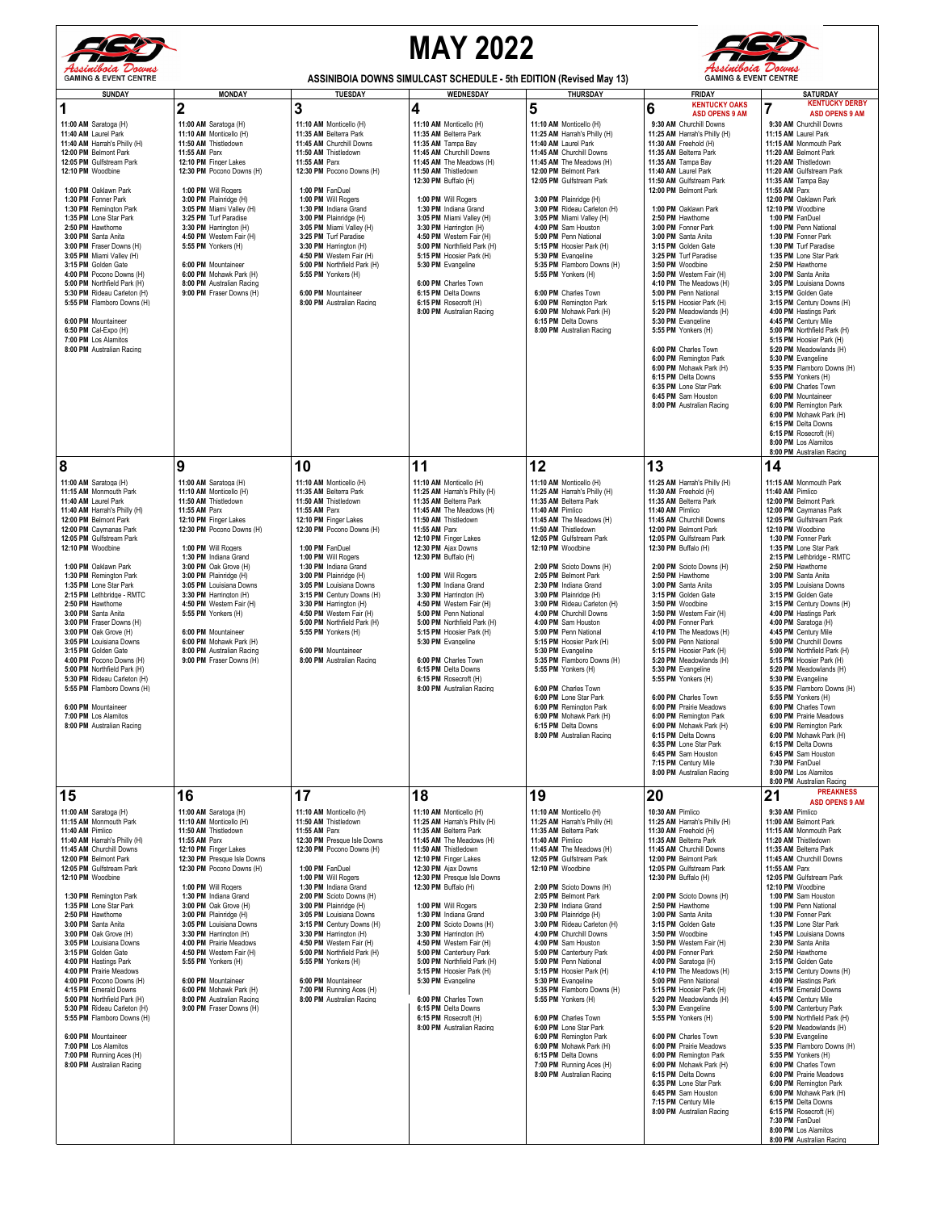# MAY 2022

Assiniboia Downs GAMING & EVENT CENTRE

**ASSINIBOIA DOWNS SIMULCAST SCHEDULE - 5th EDITION (Revised May 13)**

| SUNDAY | MONDAY | TUESDAY | WEDNESDAY | THURSDAY | FRIDAY | SATURDAY |
|---|---|---|---|---|---|---|
| **1**<br>**11:00 AM** Saratoga (H)<br>**11:40 AM** Laurel Park<br>**11:40 AM** Harrah's Philly (H)<br>**12:00 PM** Belmont Park<br>**12:05 PM** Gulfstream Park<br>**12:10 PM** Woodbine<br><br>**1:00 PM** Oaklawn Park<br>**1:30 PM** Fonner Park<br>**1:30 PM** Remington Park<br>**1:35 PM** Lone Star Park<br>**2:50 PM** Hawthorne<br>**3:00 PM** Santa Anita<br>**3:00 PM** Fraser Downs (H)<br>**3:05 PM** Miami Valley (H)<br>**3:15 PM** Golden Gate<br>**4:00 PM** Pocono Downs (H)<br>**5:00 PM** Northfield Park (H)<br>**5:30 PM** Rideau Carleton (H)<br>**5:55 PM** Flamboro Downs (H)<br><br>**6:00 PM** Mountaineer<br>**6:50 PM** Cal-Expo (H)<br>**7:00 PM** Los Alamitos<br>**8:00 PM** Australian Racing | **2**<br>**11:00 AM** Saratoga (H)<br>**11:10 AM** Monticello (H)<br>**11:50 AM** Thistledown<br>**11:55 AM** Parx<br>**12:10 PM** Finger Lakes<br>**12:30 PM** Pocono Downs (H)<br><br>**1:00 PM** Will Rogers<br>**3:00 PM** Plainridge (H)<br>**3:05 PM** Miami Valley (H)<br>**3:25 PM** Turf Paradise<br>**3:30 PM** Harrington (H)<br>**4:50 PM** Western Fair (H)<br>**5:55 PM** Yonkers (H)<br><br>**6:00 PM** Mountaineer<br>**6:00 PM** Mohawk Park (H)<br>**8:00 PM** Australian Racing<br>**9:00 PM** Fraser Downs (H) | **3**<br>**11:10 AM** Monticello (H)<br>**11:35 AM** Belterra Park<br>**11:45 AM** Churchill Downs<br>**11:50 AM** Thistledown<br>**11:55 AM** Parx<br>**12:30 PM** Pocono Downs (H)<br><br>**1:00 PM** Will Rogers<br>**1:30 PM** Indiana Grand<br>**3:00 PM** Plainridge (H)<br>**3:05 PM** Miami Valley (H)<br>**3:25 PM** Turf Paradise<br>**3:30 PM** Harrington (H)<br>**4:50 PM** Western Fair (H)<br>**5:00 PM** Northfield Park (H)<br>**5:55 PM** Yonkers (H)<br><br>**6:00 PM** Mountaineer<br>**8:00 PM** Australian Racing | **4**<br>**11:10 AM** Monticello (H)<br>**11:35 AM** Belterra Park<br>**11:35 AM** Tampa Bay<br>**11:45 AM** Churchill Downs<br>**11:45 AM** The Meadows (H)<br>**11:50 AM** Thistledown<br>**12:30 PM** Buffalo (H)<br><br>**1:00 PM** Will Rogers<br>**1:30 PM** Indiana Grand<br>**3:05 PM** Miami Valley (H)<br>**3:30 PM** Harrington (H)<br>**4:50 PM** Western Fair (H)<br>**5:00 PM** Northfield Park (H)<br>**5:15 PM** Hoosier Park (H)<br>**5:30 PM** Evangeline<br><br>**6:00 PM** Charles Town<br>**6:15 PM** Delta Downs<br>**6:15 PM** Rosecroft (H)<br>**8:00 PM** Australian Racing | **5**<br>**11:10 AM** Monticello (H)<br>**11:25 AM** Harrah's Philly (H)<br>**11:40 AM** Laurel Park<br>**11:45 AM** Churchill Downs<br>**11:45 AM** The Meadows (H)<br>**11:50 AM** Thistledown<br>**12:00 PM** Belmont Park<br>**12:05 PM** Gulfstream Park<br><br>**3:00 PM** Plainridge (H)<br>**3:00 PM** Rideau Carleton (H)<br>**3:05 PM** Miami Valley (H)<br>**4:00 PM** Sam Houston<br>**5:00 PM** Penn National<br>**5:15 PM** Hoosier Park (H)<br>**5:30 PM** Evangeline<br>**5:35 PM** Flamboro Downs (H)<br>**5:55 PM** Yonkers (H)<br><br>**6:00 PM** Charles Town<br>**6:00 PM** Remington Park<br>**6:00 PM** Mohawk Park (H)<br>**6:15 PM** Delta Downs<br>**8:00 PM** Australian Racing | **6** **KENTUCKY OAKS** **ASD OPENS 9 AM**<br>**9:30 AM** Churchill Downs<br>**11:25 AM** Harrah's Philly (H)<br>**11:30 AM** Freehold (H)<br>**11:35 AM** Belterra Park<br>**11:35 AM** Tampa Bay<br>**11:40 AM** Laurel Park<br>**11:50 AM** Gulfstream Park<br>**12:00 PM** Belmont Park<br><br>**1:00 PM** Oaklawn Park<br>**2:50 PM** Hawthorne<br>**3:00 PM** Fonner Park<br>**3:00 PM** Santa Anita<br>**3:15 PM** Golden Gate<br>**3:25 PM** Turf Paradise<br>**3:50 PM** Woodbine<br>**3:50 PM** Western Fair (H)<br>**4:10 PM** The Meadows (H)<br>**5:00 PM** Penn National<br>**5:15 PM** Hoosier Park (H)<br>**5:20 PM** Meadowlands (H)<br>**5:30 PM** Evangeline<br>**5:55 PM** Yonkers (H)<br><br>**6:00 PM** Charles Town<br>**6:00 PM** Remington Park<br>**6:00 PM** Mohawk Park (H)<br>**6:15 PM** Delta Downs<br>**6:35 PM** Lone Star Park<br>**6:45 PM** Sam Houston<br>**8:00 PM** Australian Racing | **7** **KENTUCKY DERBY** **ASD OPENS 9 AM**<br>**9:30 AM** Churchill Downs<br>**11:15 AM** Laurel Park<br>**11:15 AM** Monmouth Park<br>**11:20 AM** Belmont Park<br>**11:20 AM** Thistledown<br>**11:20 AM** Gulfstream Park<br>**11:35 AM** Tampa Bay<br>**11:55 AM** Parx<br>**12:00 PM** Oaklawn Park<br>**12:10 PM** Woodbine<br>**1:00 PM** FanDuel<br>**1:00 PM** Penn National<br>**1:30 PM** Fonner Park<br>**1:30 PM** Turf Paradise<br>**1:35 PM** Lone Star Park<br>**2:50 PM** Hawthorne<br>**3:00 PM** Santa Anita<br>**3:05 PM** Louisiana Downs<br>**3:15 PM** Golden Gate<br>**3:15 PM** Century Downs (H)<br>**4:00 PM** Hastings Park<br>**4:45 PM** Century Mile<br>**5:00 PM** Northfield Park (H)<br>**5:15 PM** Hoosier Park (H)<br>**5:20 PM** Meadowlands (H)<br>**5:30 PM** Evangeline<br>**5:35 PM** Flamboro Downs (H)<br>**5:55 PM** Yonkers (H)<br>**6:00 PM** Charles Town<br>**6:00 PM** Mountaineer<br>**6:00 PM** Remington Park<br>**6:00 PM** Mohawk Park (H)<br>**6:15 PM** Delta Downs<br>**6:15 PM** Rosecroft (H)<br>**8:00 PM** Los Alamitos<br>**8:00 PM** Australian Racing |
| **8**<br>**11:00 AM** Saratoga (H)<br>**11:15 AM** Monmouth Park<br>**11:40 AM** Laurel Park<br>**11:40 AM** Harrah's Philly (H)<br>**12:00 PM** Belmont Park<br>**12:00 PM** Caymanas Park<br>**12:05 PM** Gulfstream Park<br>**12:10 PM** Woodbine<br><br>**1:00 PM** Oaklawn Park<br>**1:30 PM** Remington Park<br>**1:35 PM** Lone Star Park<br>**2:15 PM** Lethbridge - RMTC<br>**2:50 PM** Hawthorne<br>**3:00 PM** Santa Anita<br>**3:00 PM** Fraser Downs (H)<br>**3:00 PM** Oak Grove (H)<br>**3:05 PM** Louisiana Downs<br>**3:15 PM** Golden Gate<br>**4:00 PM** Pocono Downs (H)<br>**5:00 PM** Northfield Park (H)<br>**5:30 PM** Rideau Carleton (H)<br>**5:55 PM** Flamboro Downs (H)<br><br>**6:00 PM** Mountaineer<br>**7:00 PM** Los Alamitos<br>**8:00 PM** Australian Racing | **9**<br>**11:00 AM** Saratoga (H)<br>**11:10 AM** Monticello (H)<br>**11:50 AM** Thistledown<br>**11:55 AM** Parx<br>**12:10 PM** Finger Lakes<br>**12:30 PM** Pocono Downs (H)<br><br>**1:00 PM** Will Rogers<br>**1:30 PM** Indiana Grand<br>**3:00 PM** Oak Grove (H)<br>**3:00 PM** Plainridge (H)<br>**3:05 PM** Louisiana Downs<br>**3:30 PM** Harrington (H)<br>**4:50 PM** Western Fair (H)<br>**5:55 PM** Yonkers (H)<br><br>**6:00 PM** Mountaineer<br>**6:00 PM** Mohawk Park (H)<br>**8:00 PM** Australian Racing<br>**9:00 PM** Fraser Downs (H) | **10**<br>**11:10 AM** Monticello (H)<br>**11:35 AM** Belterra Park<br>**11:50 AM** Thistledown<br>**11:55 AM** Parx<br>**12:10 PM** Finger Lakes<br>**12:30 PM** Pocono Downs (H)<br><br>**1:00 PM** FanDuel<br>**1:00 PM** Will Rogers<br>**1:30 PM** Indiana Grand<br>**3:00 PM** Plainridge (H)<br>**3:05 PM** Louisiana Downs<br>**3:15 PM** Century Downs (H)<br>**3:30 PM** Harrington (H)<br>**4:50 PM** Western Fair (H)<br>**5:00 PM** Northfield Park (H)<br>**5:55 PM** Yonkers (H)<br><br>**6:00 PM** Mountaineer<br>**8:00 PM** Australian Racing | **11**<br>**11:10 AM** Monticello (H)<br>**11:25 AM** Harrah's Philly (H)<br>**11:35 AM** Belterra Park<br>**11:45 AM** The Meadows (H)<br>**11:50 AM** Thistledown<br>**11:55 AM** Parx<br>**12:10 PM** Finger Lakes<br>**12:30 PM** Ajax Downs<br>**12:30 PM** Buffalo (H)<br><br>**1:00 PM** Will Rogers<br>**1:30 PM** Indiana Grand<br>**3:30 PM** Harrington (H)<br>**4:50 PM** Western Fair (H)<br>**5:00 PM** Penn National<br>**5:00 PM** Northfield Park (H)<br>**5:15 PM** Hoosier Park (H)<br>**5:30 PM** Evangeline<br><br>**6:00 PM** Charles Town<br>**6:15 PM** Delta Downs<br>**6:15 PM** Rosecroft (H)<br>**8:00 PM** Australian Racing | **12**<br>**11:10 AM** Monticello (H)<br>**11:25 AM** Harrah's Philly (H)<br>**11:35 AM** Belterra Park<br>**11:40 AM** Pimlico<br>**11:45 AM** The Meadows (H)<br>**11:50 AM** Thistledown<br>**12:05 PM** Gulfstream Park<br>**12:10 PM** Woodbine<br><br>**2:00 PM** Scioto Downs (H)<br>**2:05 PM** Belmont Park<br>**2:30 PM** Indiana Grand<br>**3:00 PM** Plainridge (H)<br>**3:00 PM** Rideau Carleton (H)<br>**4:00 PM** Churchill Downs<br>**4:00 PM** Sam Houston<br>**5:00 PM** Penn National<br>**5:15 PM** Hoosier Park (H)<br>**5:30 PM** Evangeline<br>**5:35 PM** Flamboro Downs (H)<br>**5:55 PM** Yonkers (H)<br><br>**6:00 PM** Charles Town<br>**6:00 PM** Lone Star Park<br>**6:00 PM** Remington Park<br>**6:00 PM** Mohawk Park (H)<br>**6:15 PM** Delta Downs<br>**8:00 PM** Australian Racing | **13**<br>**11:25 AM** Harrah's Philly (H)<br>**11:30 AM** Freehold (H)<br>**11:35 AM** Belterra Park<br>**11:40 AM** Pimlico<br>**11:45 AM** Churchill Downs<br>**12:00 PM** Belmont Park<br>**12:05 PM** Gulfstream Park<br>**12:30 PM** Buffalo (H)<br><br>**2:00 PM** Scioto Downs (H)<br>**2:50 PM** Hawthorne<br>**3:00 PM** Santa Anita<br>**3:15 PM** Golden Gate<br>**3:50 PM** Woodbine<br>**3:50 PM** Western Fair (H)<br>**4:00 PM** Fonner Park<br>**4:10 PM** The Meadows (H)<br>**5:00 PM** Penn National<br>**5:15 PM** Hoosier Park (H)<br>**5:20 PM** Meadowlands (H)<br>**5:30 PM** Evangeline<br>**5:55 PM** Yonkers (H)<br><br>**6:00 PM** Charles Town<br>**6:00 PM** Prairie Meadows<br>**6:00 PM** Remington Park<br>**6:00 PM** Mohawk Park (H)<br>**6:15 PM** Delta Downs<br>**6:35 PM** Lone Star Park<br>**6:45 PM** Sam Houston<br>**7:15 PM** Century Mile<br>**8:00 PM** Australian Racing | **14**<br>**11:15 AM** Monmouth Park<br>**11:40 AM** Pimlico<br>**12:00 PM** Belmont Park<br>**12:00 PM** Caymanas Park<br>**12:05 PM** Gulfstream Park<br>**12:10 PM** Woodbine<br>**1:30 PM** Fonner Park<br>**1:35 PM** Lone Star Park<br>**2:15 PM** Lethbridge - RMTC<br>**2:50 PM** Hawthorne<br>**3:00 PM** Santa Anita<br>**3:05 PM** Louisiana Downs<br>**3:15 PM** Golden Gate<br>**3:15 PM** Century Downs (H)<br>**4:00 PM** Hastings Park<br>**4:00 PM** Saratoga (H)<br>**4:45 PM** Century Mile<br>**5:00 PM** Churchill Downs<br>**5:00 PM** Northfield Park (H)<br>**5:15 PM** Hoosier Park (H)<br>**5:20 PM** Meadowlands (H)<br>**5:30 PM** Evangeline<br>**5:35 PM** Flamboro Downs (H)<br>**5:55 PM** Yonkers (H)<br>**6:00 PM** Charles Town<br>**6:00 PM** Prairie Meadows<br>**6:00 PM** Remington Park<br>**6:00 PM** Mohawk Park (H)<br>**6:15 PM** Delta Downs<br>**6:45 PM** Sam Houston<br>**7:30 PM** FanDuel<br>**8:00 PM** Los Alamitos<br>**8:00 PM** Australian Racing |
| **15**<br>**11:00 AM** Saratoga (H)<br>**11:15 AM** Monmouth Park<br>**11:40 AM** Pimlico<br>**11:40 AM** Harrah's Philly (H)<br>**11:45 AM** Churchill Downs<br>**12:00 PM** Belmont Park<br>**12:05 PM** Gulfstream Park<br>**12:10 PM** Woodbine<br><br>**1:30 PM** Remington Park<br>**1:35 PM** Lone Star Park<br>**2:50 PM** Hawthorne<br>**3:00 PM** Santa Anita<br>**3:00 PM** Oak Grove (H)<br>**3:05 PM** Louisiana Downs<br>**3:15 PM** Golden Gate<br>**4:00 PM** Hastings Park<br>**4:00 PM** Prairie Meadows<br>**4:00 PM** Pocono Downs (H)<br>**4:15 PM** Emerald Downs<br>**5:00 PM** Northfield Park (H)<br>**5:30 PM** Rideau Carleton (H)<br>**5:55 PM** Flamboro Downs (H)<br><br>**6:00 PM** Mountaineer<br>**7:00 PM** Los Alamitos<br>**7:00 PM** Running Aces (H)<br>**8:00 PM** Australian Racing | **16**<br>**11:00 AM** Saratoga (H)<br>**11:10 AM** Monticello (H)<br>**11:50 AM** Thistledown<br>**11:55 AM** Parx<br>**12:10 PM** Finger Lakes<br>**12:30 PM** Presque Isle Downs<br>**12:30 PM** Pocono Downs (H)<br><br>**1:00 PM** Will Rogers<br>**1:30 PM** Indiana Grand<br>**3:00 PM** Oak Grove (H)<br>**3:00 PM** Plainridge (H)<br>**3:05 PM** Louisiana Downs<br>**3:30 PM** Harrington (H)<br>**4:00 PM** Prairie Meadows<br>**4:50 PM** Western Fair (H)<br>**5:55 PM** Yonkers (H)<br><br>**6:00 PM** Mountaineer<br>**6:00 PM** Mohawk Park (H)<br>**8:00 PM** Australian Racing<br>**9:00 PM** Fraser Downs (H) | **17**<br>**11:10 AM** Monticello (H)<br>**11:50 AM** Thistledown<br>**11:55 AM** Parx<br>**12:30 PM** Presque Isle Downs<br>**12:30 PM** Pocono Downs (H)<br><br>**1:00 PM** FanDuel<br>**1:00 PM** Will Rogers<br>**1:30 PM** Indiana Grand<br>**2:00 PM** Scioto Downs (H)<br>**3:00 PM** Plainridge (H)<br>**3:05 PM** Louisiana Downs<br>**3:15 PM** Century Downs (H)<br>**3:30 PM** Harrington (H)<br>**4:50 PM** Western Fair (H)<br>**5:00 PM** Northfield Park (H)<br>**5:55 PM** Yonkers (H)<br><br>**6:00 PM** Mountaineer<br>**7:00 PM** Running Aces (H)<br>**8:00 PM** Australian Racing | **18**<br>**11:10 AM** Monticello (H)<br>**11:25 AM** Harrah's Philly (H)<br>**11:35 AM** Belterra Park<br>**11:45 AM** The Meadows (H)<br>**11:50 AM** Thistledown<br>**12:10 PM** Finger Lakes<br>**12:30 PM** Ajax Downs<br>**12:30 PM** Presque Isle Downs<br>**12:30 PM** Buffalo (H)<br><br>**1:00 PM** Will Rogers<br>**1:30 PM** Indiana Grand<br>**2:00 PM** Scioto Downs (H)<br>**3:30 PM** Harrington (H)<br>**4:50 PM** Western Fair (H)<br>**5:00 PM** Canterbury Park<br>**5:00 PM** Northfield Park (H)<br>**5:15 PM** Hoosier Park (H)<br>**5:30 PM** Evangeline<br><br>**6:00 PM** Charles Town<br>**6:15 PM** Delta Downs<br>**6:15 PM** Rosecroft (H)<br>**8:00 PM** Australian Racing | **19**<br>**11:10 AM** Monticello (H)<br>**11:25 AM** Harrah's Philly (H)<br>**11:35 AM** Belterra Park<br>**11:40 AM** Pimlico<br>**11:45 AM** The Meadows (H)<br>**12:05 PM** Gulfstream Park<br>**12:10 PM** Woodbine<br><br>**2:00 PM** Scioto Downs (H)<br>**2:05 PM** Belmont Park<br>**2:30 PM** Indiana Grand<br>**3:00 PM** Plainridge (H)<br>**3:00 PM** Rideau Carleton (H)<br>**4:00 PM** Churchill Downs<br>**4:00 PM** Sam Houston<br>**5:00 PM** Canterbury Park<br>**5:00 PM** Penn National<br>**5:15 PM** Hoosier Park (H)<br>**5:30 PM** Evangeline<br>**5:35 PM** Flamboro Downs (H)<br>**5:55 PM** Yonkers (H)<br><br>**6:00 PM** Charles Town<br>**6:00 PM** Lone Star Park<br>**6:00 PM** Remington Park<br>**6:00 PM** Mohawk Park (H)<br>**6:15 PM** Delta Downs<br>**7:00 PM** Running Aces (H)<br>**8:00 PM** Australian Racing | **20**<br>**10:30 AM** Pimlico<br>**11:25 AM** Harrah's Philly (H)<br>**11:30 AM** Freehold (H)<br>**11:35 AM** Belterra Park<br>**11:45 AM** Churchill Downs<br>**12:00 PM** Belmont Park<br>**12:05 PM** Gulfstream Park<br>**12:30 PM** Buffalo (H)<br><br>**2:00 PM** Scioto Downs (H)<br>**2:50 PM** Hawthorne<br>**3:00 PM** Santa Anita<br>**3:15 PM** Golden Gate<br>**3:50 PM** Woodbine<br>**3:50 PM** Western Fair (H)<br>**4:00 PM** Fonner Park<br>**4:00 PM** Saratoga (H)<br>**4:10 PM** The Meadows (H)<br>**5:00 PM** Penn National<br>**5:15 PM** Hoosier Park (H)<br>**5:20 PM** Meadowlands (H)<br>**5:30 PM** Evangeline<br>**5:55 PM** Yonkers (H)<br><br>**6:00 PM** Charles Town<br>**6:00 PM** Prairie Meadows<br>**6:00 PM** Remington Park<br>**6:00 PM** Mohawk Park (H)<br>**6:15 PM** Delta Downs<br>**6:35 PM** Lone Star Park<br>**6:45 PM** Sam Houston<br>**7:15 PM** Century Mile<br>**8:00 PM** Australian Racing | **21** **PREAKNESS** **ASD OPENS 9 AM**<br>**9:30 AM** Pimlico<br>**11:00 AM** Belmont Park<br>**11:15 AM** Monmouth Park<br>**11:20 AM** Thistledown<br>**11:35 AM** Belterra Park<br>**11:45 AM** Churchill Downs<br>**11:55 AM** Parx<br>**12:05 PM** Gulfstream Park<br>**12:10 PM** Woodbine<br>**1:00 PM** Sam Houston<br>**1:00 PM** Penn National<br>**1:30 PM** Fonner Park<br>**1:35 PM** Lone Star Park<br>**1:45 PM** Louisiana Downs<br>**2:30 PM** Santa Anita<br>**2:50 PM** Hawthorne<br>**3:15 PM** Golden Gate<br>**3:15 PM** Century Downs (H)<br>**4:00 PM** Hastings Park<br>**4:15 PM** Emerald Downs<br>**4:45 PM** Century Mile<br>**5:00 PM** Canterbury Park<br>**5:00 PM** Northfield Park (H)<br>**5:20 PM** Meadowlands (H)<br>**5:30 PM** Evangeline<br>**5:35 PM** Flamboro Downs (H)<br>**5:55 PM** Yonkers (H)<br>**6:00 PM** Charles Town<br>**6:00 PM** Prairie Meadows<br>**6:00 PM** Remington Park<br>**6:00 PM** Mohawk Park (H)<br>**6:15 PM** Delta Downs<br>**6:15 PM** Rosecroft (H)<br>**7:30 PM** FanDuel<br>**8:00 PM** Los Alamitos<br>**8:00 PM** Australian Racing |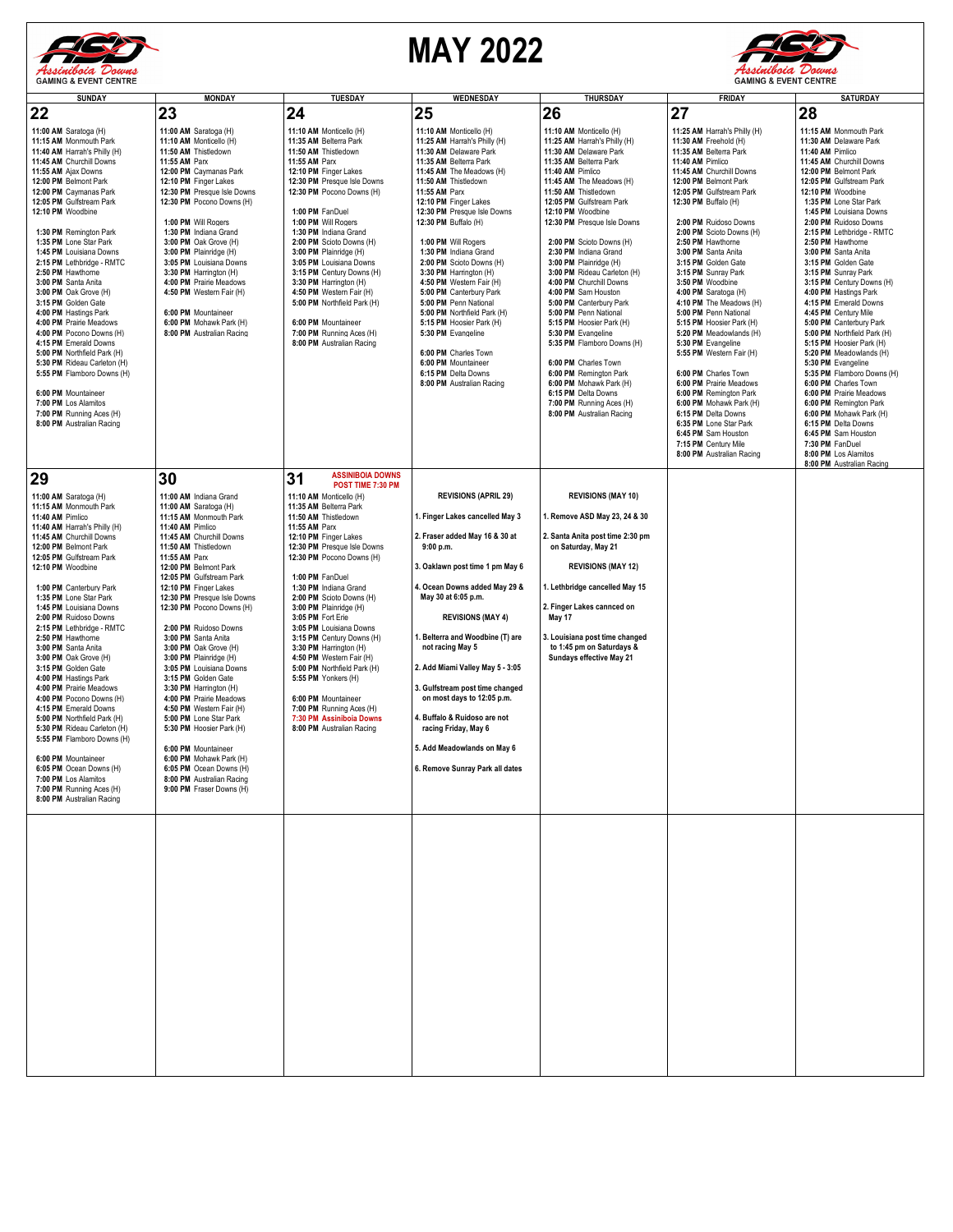# MAY 2022

Assiniboia Downs GAMING & EVENT CENTRE

| SUNDAY | MONDAY | TUESDAY | WEDNESDAY | THURSDAY | FRIDAY | SATURDAY |
|---|---|---|---|---|---|---|
| **22**<br>**11:00 AM** Saratoga (H)<br>**11:15 AM** Monmouth Park<br>**11:40 AM** Harrah's Philly (H)<br>**11:45 AM** Churchill Downs<br>**11:55 AM** Ajax Downs<br>**12:00 PM** Belmont Park<br>**12:00 PM** Caymanas Park<br>**12:05 PM** Gulfstream Park<br>**12:10 PM** Woodbine<br>**1:30 PM** Remington Park<br>**1:35 PM** Lone Star Park<br>**1:45 PM** Louisiana Downs<br>**2:15 PM** Lethbridge - RMTC<br>**2:50 PM** Hawthorne<br>**3:00 PM** Santa Anita<br>**3:00 PM** Oak Grove (H)<br>**3:15 PM** Golden Gate<br>**4:00 PM** Hastings Park<br>**4:00 PM** Prairie Meadows<br>**4:00 PM** Pocono Downs (H)<br>**4:15 PM** Emerald Downs<br>**5:00 PM** Northfield Park (H)<br>**5:30 PM** Rideau Carleton (H)<br>**5:55 PM** Flamboro Downs (H)<br>**6:00 PM** Mountaineer<br>**7:00 PM** Los Alamitos<br>**7:00 PM** Running Aces (H)<br>**8:00 PM** Australian Racing | **23**<br>**11:00 AM** Saratoga (H)<br>**11:10 AM** Monticello (H)<br>**11:50 AM** Thistledown<br>**11:55 AM** Parx<br>**12:00 PM** Caymanas Park<br>**12:10 PM** Finger Lakes<br>**12:30 PM** Presque Isle Downs<br>**12:30 PM** Pocono Downs (H)<br>**1:00 PM** Will Rogers<br>**1:30 PM** Indiana Grand<br>**3:00 PM** Oak Grove (H)<br>**3:00 PM** Plainridge (H)<br>**3:05 PM** Louisiana Downs<br>**3:30 PM** Harrington (H)<br>**4:00 PM** Prairie Meadows<br>**4:50 PM** Western Fair (H)<br>**6:00 PM** Mountaineer<br>**6:00 PM** Mohawk Park (H)<br>**8:00 PM** Australian Racing | **24**<br>**11:10 AM** Monticello (H)<br>**11:35 AM** Belterra Park<br>**11:50 AM** Thistledown<br>**11:55 AM** Parx<br>**12:10 PM** Finger Lakes<br>**12:30 PM** Presque Isle Downs<br>**12:30 PM** Pocono Downs (H)<br>**1:00 PM** FanDuel<br>**1:00 PM** Will Rogers<br>**1:30 PM** Indiana Grand<br>**2:00 PM** Scioto Downs (H)<br>**3:00 PM** Plainridge (H)<br>**3:05 PM** Louisiana Downs<br>**3:15 PM** Century Downs (H)<br>**3:30 PM** Harrington (H)<br>**4:50 PM** Western Fair (H)<br>**5:00 PM** Northfield Park (H)<br>**6:00 PM** Mountaineer<br>**7:00 PM** Running Aces (H)<br>**8:00 PM** Australian Racing | **25**<br>**11:10 AM** Monticello (H)<br>**11:25 AM** Harrah's Philly (H)<br>**11:30 AM** Delaware Park<br>**11:35 AM** Belterra Park<br>**11:45 AM** The Meadows (H)<br>**11:50 AM** Thistledown<br>**11:55 AM** Parx<br>**12:10 PM** Finger Lakes<br>**12:30 PM** Presque Isle Downs<br>**12:30 PM** Buffalo (H)<br>**1:00 PM** Will Rogers<br>**1:30 PM** Indiana Grand<br>**2:00 PM** Scioto Downs (H)<br>**3:30 PM** Harrington (H)<br>**4:50 PM** Western Fair (H)<br>**5:00 PM** Canterbury Park<br>**5:00 PM** Penn National<br>**5:00 PM** Northfield Park (H)<br>**5:15 PM** Hoosier Park (H)<br>**5:30 PM** Evangeline<br>**6:00 PM** Charles Town<br>**6:00 PM** Mountaineer<br>**6:15 PM** Delta Downs<br>**8:00 PM** Australian Racing | **26**<br>**11:10 AM** Monticello (H)<br>**11:25 AM** Harrah's Philly (H)<br>**11:30 AM** Delaware Park<br>**11:35 AM** Belterra Park<br>**11:40 AM** Pimlico<br>**11:45 AM** The Meadows (H)<br>**11:50 AM** Thistledown<br>**12:05 PM** Gulfstream Park<br>**12:10 PM** Woodbine<br>**12:30 PM** Presque Isle Downs<br>**2:00 PM** Scioto Downs (H)<br>**2:30 PM** Indiana Grand<br>**3:00 PM** Plainridge (H)<br>**3:00 PM** Rideau Carleton (H)<br>**4:00 PM** Churchill Downs<br>**4:00 PM** Sam Houston<br>**5:00 PM** Canterbury Park<br>**5:00 PM** Penn National<br>**5:15 PM** Hoosier Park (H)<br>**5:30 PM** Evangeline<br>**5:35 PM** Flamboro Downs (H)<br>**6:00 PM** Charles Town<br>**6:00 PM** Remington Park<br>**6:00 PM** Mohawk Park (H)<br>**6:15 PM** Delta Downs<br>**7:00 PM** Running Aces (H)<br>**8:00 PM** Australian Racing | **27**<br>**11:25 AM** Harrah's Philly (H)<br>**11:30 AM** Freehold (H)<br>**11:35 AM** Belterra Park<br>**11:40 AM** Pimlico<br>**11:45 AM** Churchill Downs<br>**12:00 PM** Belmont Park<br>**12:05 PM** Gulfstream Park<br>**12:30 PM** Buffalo (H)<br>**2:00 PM** Ruidoso Downs<br>**2:00 PM** Scioto Downs (H)<br>**2:50 PM** Hawthorne<br>**3:00 PM** Santa Anita<br>**3:15 PM** Golden Gate<br>**3:15 PM** Sunray Park<br>**3:50 PM** Woodbine<br>**4:00 PM** Saratoga (H)<br>**4:10 PM** The Meadows (H)<br>**5:00 PM** Penn National<br>**5:15 PM** Hoosier Park (H)<br>**5:20 PM** Meadowlands (H)<br>**5:30 PM** Evangeline<br>**5:55 PM** Western Fair (H)<br>**6:00 PM** Charles Town<br>**6:00 PM** Prairie Meadows<br>**6:00 PM** Remington Park<br>**6:00 PM** Mohawk Park (H)<br>**6:15 PM** Delta Downs<br>**6:35 PM** Lone Star Park<br>**6:45 PM** Sam Houston<br>**7:15 PM** Century Mile<br>**8:00 PM** Australian Racing | **28**<br>**11:15 AM** Monmouth Park<br>**11:30 AM** Delaware Park<br>**11:40 AM** Pimlico<br>**11:45 AM** Churchill Downs<br>**12:00 PM** Belmont Park<br>**12:05 PM** Gulfstream Park<br>**12:10 PM** Woodbine<br>**1:35 PM** Lone Star Park<br>**1:45 PM** Louisiana Downs<br>**2:00 PM** Ruidoso Downs<br>**2:15 PM** Lethbridge - RMTC<br>**2:50 PM** Hawthorne<br>**3:00 PM** Santa Anita<br>**3:15 PM** Golden Gate<br>**3:15 PM** Sunray Park<br>**3:15 PM** Century Downs (H)<br>**4:00 PM** Hastings Park<br>**4:15 PM** Emerald Downs<br>**4:45 PM** Century Mile<br>**5:00 PM** Canterbury Park<br>**5:00 PM** Northfield Park (H)<br>**5:15 PM** Hoosier Park (H)<br>**5:20 PM** Meadowlands (H)<br>**5:30 PM** Evangeline<br>**5:35 PM** Flamboro Downs (H)<br>**6:00 PM** Charles Town<br>**6:00 PM** Prairie Meadows<br>**6:00 PM** Remington Park<br>**6:00 PM** Mohawk Park (H)<br>**6:15 PM** Delta Downs<br>**6:45 PM** Sam Houston<br>**7:30 PM** FanDuel<br>**8:00 PM** Los Alamitos<br>**8:00 PM** Australian Racing |
| **29**<br>**11:00 AM** Saratoga (H)<br>**11:15 AM** Monmouth Park<br>**11:40 AM** Pimlico<br>**11:40 AM** Harrah's Philly (H)<br>**11:45 AM** Churchill Downs<br>**12:00 PM** Belmont Park<br>**12:05 PM** Gulfstream Park<br>**12:10 PM** Woodbine<br>**1:00 PM** Canterbury Park<br>**1:35 PM** Lone Star Park<br>**1:45 PM** Louisiana Downs<br>**2:00 PM** Ruidoso Downs<br>**2:15 PM** Lethbridge - RMTC<br>**2:50 PM** Hawthorne<br>**3:00 PM** Santa Anita<br>**3:00 PM** Oak Grove (H)<br>**3:15 PM** Golden Gate<br>**4:00 PM** Hastings Park<br>**4:00 PM** Prairie Meadows<br>**4:00 PM** Pocono Downs (H)<br>**4:15 PM** Emerald Downs<br>**5:00 PM** Northfield Park (H)<br>**5:30 PM** Rideau Carleton (H)<br>**5:55 PM** Flamboro Downs (H)<br>**6:00 PM** Mountaineer<br>**6:05 PM** Ocean Downs (H)<br>**7:00 PM** Los Alamitos<br>**7:00 PM** Running Aces (H)<br>**8:00 PM** Australian Racing | **30**<br>**11:00 AM** Indiana Grand<br>**11:00 AM** Saratoga (H)<br>**11:15 AM** Monmouth Park<br>**11:40 AM** Pimlico<br>**11:45 AM** Churchill Downs<br>**11:50 AM** Thistledown<br>**11:55 AM** Parx<br>**12:00 PM** Belmont Park<br>**12:05 PM** Gulfstream Park<br>**12:10 PM** Finger Lakes<br>**12:30 PM** Presque Isle Downs<br>**12:30 PM** Pocono Downs (H)<br>**2:00 PM** Ruidoso Downs<br>**3:00 PM** Santa Anita<br>**3:00 PM** Oak Grove (H)<br>**3:00 PM** Plainridge (H)<br>**3:05 PM** Louisiana Downs<br>**3:15 PM** Golden Gate<br>**3:30 PM** Harrington (H)<br>**4:00 PM** Prairie Meadows<br>**4:50 PM** Western Fair (H)<br>**5:00 PM** Lone Star Park<br>**5:30 PM** Hoosier Park (H)<br>**6:00 PM** Mountaineer<br>**6:00 PM** Mohawk Park (H)<br>**6:05 PM** Ocean Downs (H)<br>**8:00 PM** Australian Racing<br>**9:00 PM** Fraser Downs (H) | **31** **ASSINIBOIA DOWNS POST TIME 7:30 PM**<br>**11:10 AM** Monticello (H)<br>**11:35 AM** Belterra Park<br>**11:50 AM** Thistledown<br>**11:55 AM** Parx<br>**12:10 PM** Finger Lakes<br>**12:30 PM** Presque Isle Downs<br>**12:30 PM** Pocono Downs (H)<br>**1:00 PM** FanDuel<br>**1:30 PM** Indiana Grand<br>**2:00 PM** Scioto Downs (H)<br>**3:00 PM** Plainridge (H)<br>**3:05 PM** Fort Erie<br>**3:05 PM** Louisiana Downs<br>**3:15 PM** Century Downs (H)<br>**3:30 PM** Harrington (H)<br>**4:50 PM** Western Fair (H)<br>**5:00 PM** Northfield Park (H)<br>**5:55 PM** Yonkers (H)<br>**6:00 PM** Mountaineer<br>**7:00 PM** Running Aces (H)<br>**7:30 PM** Assiniboia Downs<br>**8:00 PM** Australian Racing | **REVISIONS (APRIL 29)**<br>1. Finger Lakes cancelled May 3<br>2. Fraser added May 16 & 30 at 9:00 p.m.<br>3. Oaklawn post time 1 pm May 6<br>4. Ocean Downs added May 29 & May 30 at 6:05 p.m.<br>**REVISIONS (MAY 4)**<br>1. Belterra and Woodbine (T) are not racing May 5<br>2. Add Miami Valley May 5 - 3:05<br>3. Gulfstream post time changed on most days to 12:05 p.m.<br>4. Buffalo & Ruidoso are not racing Friday, May 6<br>5. Add Meadowlands on May 6<br>6. Remove Sunray Park all dates | **REVISIONS (MAY 10)**<br>1. Remove ASD May 23, 24 & 30<br>2. Santa Anita post time 2:30 pm on Saturday, May 21<br>**REVISIONS (MAY 12)**<br>1. Lethbridge cancelled May 15<br>2. Finger Lakes cannced on May 17<br>3. Louisiana post time changed to 1:45 pm on Saturdays & Sundays effective May 21 | | |